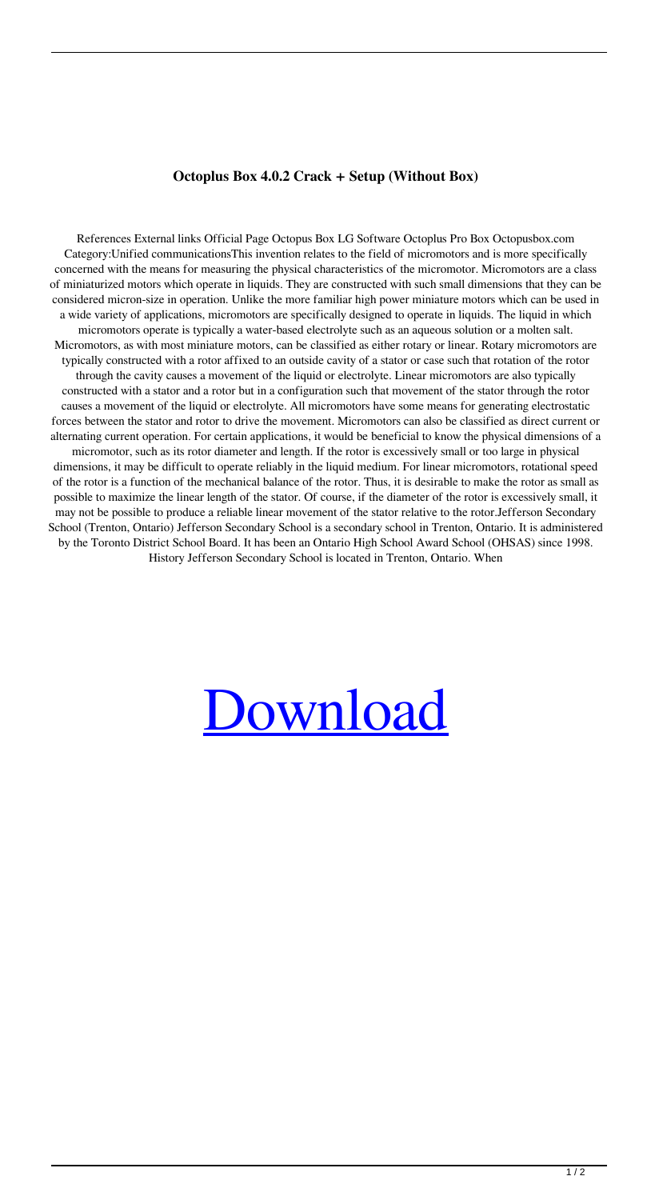**Octoplus Box 4.0.2 Crack + Setup (Without Box)**

References External links Official Page Octopus Box LG Software Octoplus Pro Box Octopusbox.com Category:Unified communicationsThis invention relates to the field of micromotors and is more specifically concerned with the means for measuring the physical characteristics of the micromotor. Micromotors are a class of miniaturized motors which operate in liquids. They are constructed with such small dimensions that they can be considered micron-size in operation. Unlike the more familiar high power miniature motors which can be used in a wide variety of applications, micromotors are specifically designed to operate in liquids. The liquid in which micromotors operate is typically a water-based electrolyte such as an aqueous solution or a molten salt. Micromotors, as with most miniature motors, can be classified as either rotary or linear. Rotary micromotors are typically constructed with a rotor affixed to an outside cavity of a stator or case such that rotation of the rotor through the cavity causes a movement of the liquid or electrolyte. Linear micromotors are also typically constructed with a stator and a rotor but in a configuration such that movement of the stator through the rotor causes a movement of the liquid or electrolyte. All micromotors have some means for generating electrostatic forces between the stator and rotor to drive the movement. Micromotors can also be classified as direct current or alternating current operation. For certain applications, it would be beneficial to know the physical dimensions of a micromotor, such as its rotor diameter and length. If the rotor is excessively small or too large in physical dimensions, it may be difficult to operate reliably in the liquid medium. For linear micromotors, rotational speed of the rotor is a function of the mechanical balance of the rotor. Thus, it is desirable to make the rotor as small as possible to maximize the linear length of the stator. Of course, if the diameter of the rotor is excessively small, it may not be possible to produce a reliable linear movement of the stator relative to the rotor.Jefferson Secondary School (Trenton, Ontario) Jefferson Secondary School is a secondary school in Trenton, Ontario. It is administered by the Toronto District School Board. It has been an Ontario High School Award School (OHSAS) since 1998. History Jefferson Secondary School is located in Trenton, Ontario. When

Download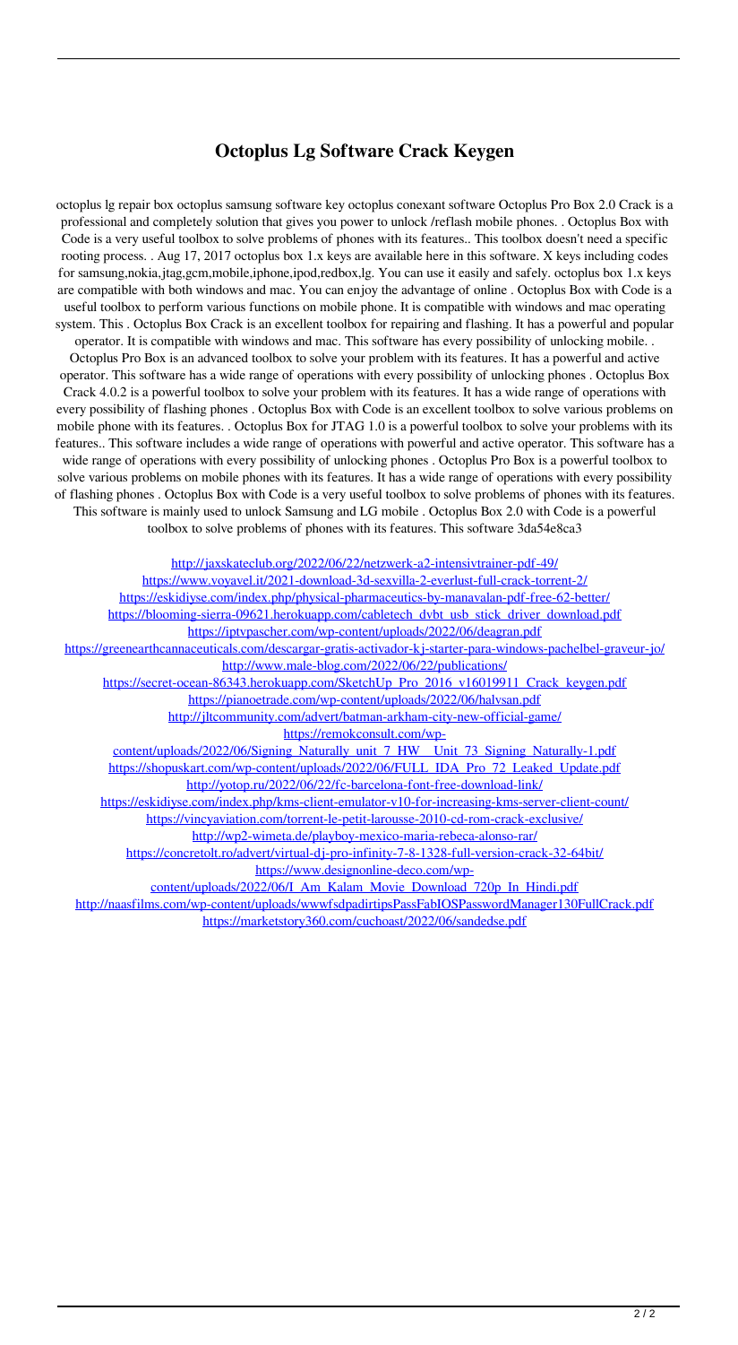# Octoplus Lg Software Crack Keygen

octoplus lg repair box octoplus samsung software key octoplus conexant software Octoplus Pro Box 2.0 Crack is a professional and completely solution that gives you power to unlock /reflash mobile phones. . Octoplus Box with Code is a very useful toolbox to solve problems of phones with its features.. This toolbox doesn't need a specific rooting process. . Aug 17, 2017 octoplus box 1.x keys are available here in this software. X keys including codes for samsung,nokia,jtag,gcm,mobile,iphone,ipod,redbox,lg. You can use it easily and safely. octoplus box 1.x keys are compatible with both windows and mac. You can enjoy the advantage of online . Octoplus Box with Code is a useful toolbox to perform various functions on mobile phone. It is compatible with windows and mac operating system. This . Octoplus Box Crack is an excellent toolbox for repairing and flashing. It has a powerful and popular operator. It is compatible with windows and mac. This software has every possibility of unlocking mobile. . Octoplus Pro Box is an advanced toolbox to solve your problem with its features. It has a powerful and active operator. This software has a wide range of operations with every possibility of unlocking phones . Octoplus Box Crack 4.0.2 is a powerful toolbox to solve your problem with its features. It has a wide range of operations with every possibility of flashing phones . Octoplus Box with Code is an excellent toolbox to solve various problems on mobile phone with its features. . Octoplus Box for JTAG 1.0 is a powerful toolbox to solve your problems with its features.. This software includes a wide range of operations with powerful and active operator. This software has a wide range of operations with every possibility of unlocking phones . Octoplus Pro Box is a powerful toolbox to solve various problems on mobile phones with its features. It has a wide range of operations with every possibility of flashing phones . Octoplus Box with Code is a very useful toolbox to solve problems of phones with its features. This software is mainly used to unlock Samsung and LG mobile . Octoplus Box 2.0 with Code is a powerful toolbox to solve problems of phones with its features. This software 3da54e8ca3

http://jaxskateclub.org/2022/06/22/netzwerk-a2-intensivtrainer-pdf-49/
https://www.voyavel.it/2021-download-3d-sexvilla-2-everlust-full-crack-torrent-2/
https://eskidiyse.com/index.php/physical-pharmaceutics-by-manavalan-pdf-free-62-better/
https://blooming-sierra-09621.herokuapp.com/cabletech_dvbt_usb_stick_driver_download.pdf
https://iptvpascher.com/wp-content/uploads/2022/06/deagran.pdf
https://greenearthcannaceuticals.com/descargar-gratis-activador-kj-starter-para-windows-pachelbel-graveur-jo/
http://www.male-blog.com/2022/06/22/publications/
https://secret-ocean-86343.herokuapp.com/SketchUp_Pro_2016_v16019911_Crack_keygen.pdf
https://pianoetrade.com/wp-content/uploads/2022/06/halvsan.pdf
http://jltcommunity.com/advert/batman-arkham-city-new-official-game/
https://remokconsult.com/wp-content/uploads/2022/06/Signing_Naturally_unit_7_HW__Unit_73_Signing_Naturally-1.pdf
https://shopuskart.com/wp-content/uploads/2022/06/FULL_IDA_Pro_72_Leaked_Update.pdf
http://yotop.ru/2022/06/22/fc-barcelona-font-free-download-link/
https://eskidiyse.com/index.php/kms-client-emulator-v10-for-increasing-kms-server-client-count/
https://vincyaviation.com/torrent-le-petit-larousse-2010-cd-rom-crack-exclusive/
http://wp2-wimeta.de/playboy-mexico-maria-rebeca-alonso-rar/
https://concretolt.ro/advert/virtual-dj-pro-infinity-7-8-1328-full-version-crack-32-64bit/
https://www.designonline-deco.com/wp-content/uploads/2022/06/I_Am_Kalam_Movie_Download_720p_In_Hindi.pdf
http://naasfilms.com/wp-content/uploads/wwwfsdpadirtipsPassFabIOSPasswordManager130FullCrack.pdf
https://marketstory360.com/cuchoast/2022/06/sandedse.pdf